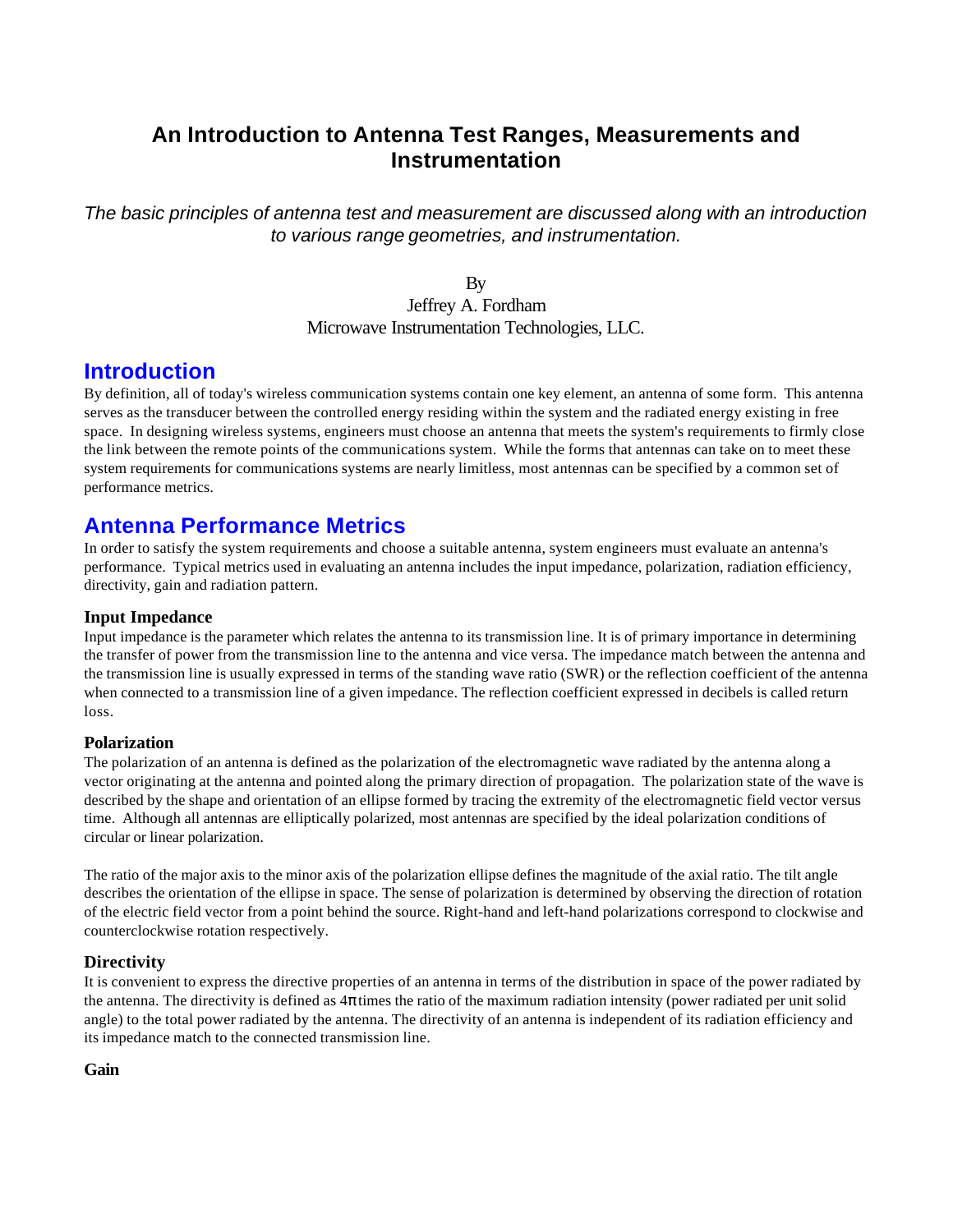# An Introduction to Antenna Test Ranges, Measurements and Instrumentation

*The basic principles of antenna test and measurement are discussed along with an introduction to various range geometries, and instrumentation.*

By
Jeffrey A. Fordham
Microwave Instrumentation Technologies, LLC.

## Introduction

By definition, all of today's wireless communication systems contain one key element, an antenna of some form. This antenna serves as the transducer between the controlled energy residing within the system and the radiated energy existing in free space. In designing wireless systems, engineers must choose an antenna that meets the system's requirements to firmly close the link between the remote points of the communications system. While the forms that antennas can take on to meet these system requirements for communications systems are nearly limitless, most antennas can be specified by a common set of performance metrics.

## Antenna Performance Metrics

In order to satisfy the system requirements and choose a suitable antenna, system engineers must evaluate an antenna's performance. Typical metrics used in evaluating an antenna includes the input impedance, polarization, radiation efficiency, directivity, gain and radiation pattern.

### Input Impedance

Input impedance is the parameter which relates the antenna to its transmission line. It is of primary importance in determining the transfer of power from the transmission line to the antenna and vice versa. The impedance match between the antenna and the transmission line is usually expressed in terms of the standing wave ratio (SWR) or the reflection coefficient of the antenna when connected to a transmission line of a given impedance. The reflection coefficient expressed in decibels is called return loss.

### Polarization

The polarization of an antenna is defined as the polarization of the electromagnetic wave radiated by the antenna along a vector originating at the antenna and pointed along the primary direction of propagation. The polarization state of the wave is described by the shape and orientation of an ellipse formed by tracing the extremity of the electromagnetic field vector versus time. Although all antennas are elliptically polarized, most antennas are specified by the ideal polarization conditions of circular or linear polarization.

The ratio of the major axis to the minor axis of the polarization ellipse defines the magnitude of the axial ratio. The tilt angle describes the orientation of the ellipse in space. The sense of polarization is determined by observing the direction of rotation of the electric field vector from a point behind the source. Right-hand and left-hand polarizations correspond to clockwise and counterclockwise rotation respectively.

### Directivity

It is convenient to express the directive properties of an antenna in terms of the distribution in space of the power radiated by the antenna. The directivity is defined as $4\pi$ times the ratio of the maximum radiation intensity (power radiated per unit solid angle) to the total power radiated by the antenna. The directivity of an antenna is independent of its radiation efficiency and its impedance match to the connected transmission line.

### Gain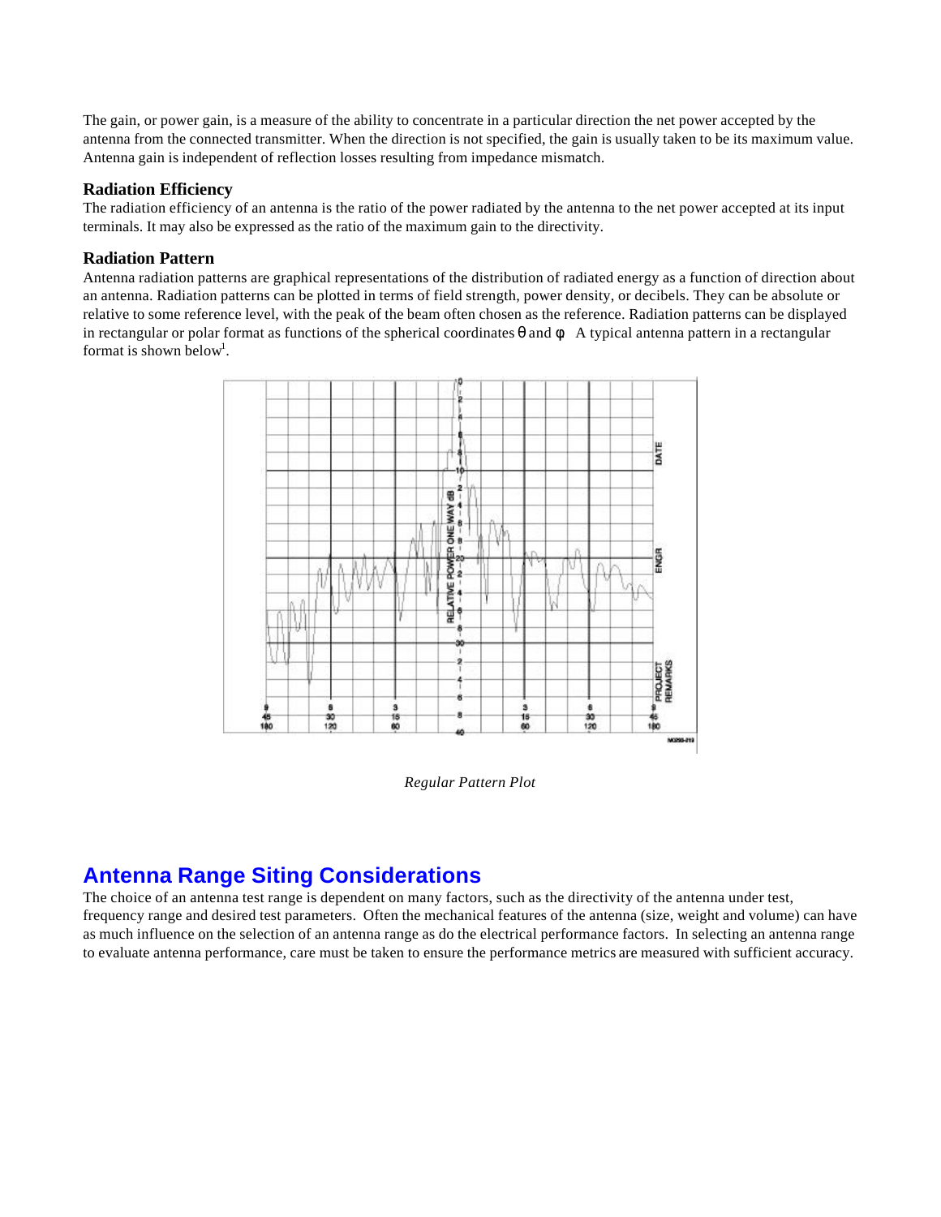The gain, or power gain, is a measure of the ability to concentrate in a particular direction the net power accepted by the antenna from the connected transmitter. When the direction is not specified, the gain is usually taken to be its maximum value. Antenna gain is independent of reflection losses resulting from impedance mismatch.

### Radiation Efficiency

The radiation efficiency of an antenna is the ratio of the power radiated by the antenna to the net power accepted at its input terminals. It may also be expressed as the ratio of the maximum gain to the directivity.

### Radiation Pattern

Antenna radiation patterns are graphical representations of the distribution of radiated energy as a function of direction about an antenna. Radiation patterns can be plotted in terms of field strength, power density, or decibels. They can be absolute or relative to some reference level, with the peak of the beam often chosen as the reference. Radiation patterns can be displayed in rectangular or polar format as functions of the spherical coordinates $\theta$ and $\phi$. A typical antenna pattern in a rectangular format is shown below[1].

*Regular Pattern Plot*

## Antenna Range Siting Considerations

The choice of an antenna test range is dependent on many factors, such as the directivity of the antenna under test, frequency range and desired test parameters. Often the mechanical features of the antenna (size, weight and volume) can have as much influence on the selection of an antenna range as do the electrical performance factors. In selecting an antenna range to evaluate antenna performance, care must be taken to ensure the performance metrics are measured with sufficient accuracy.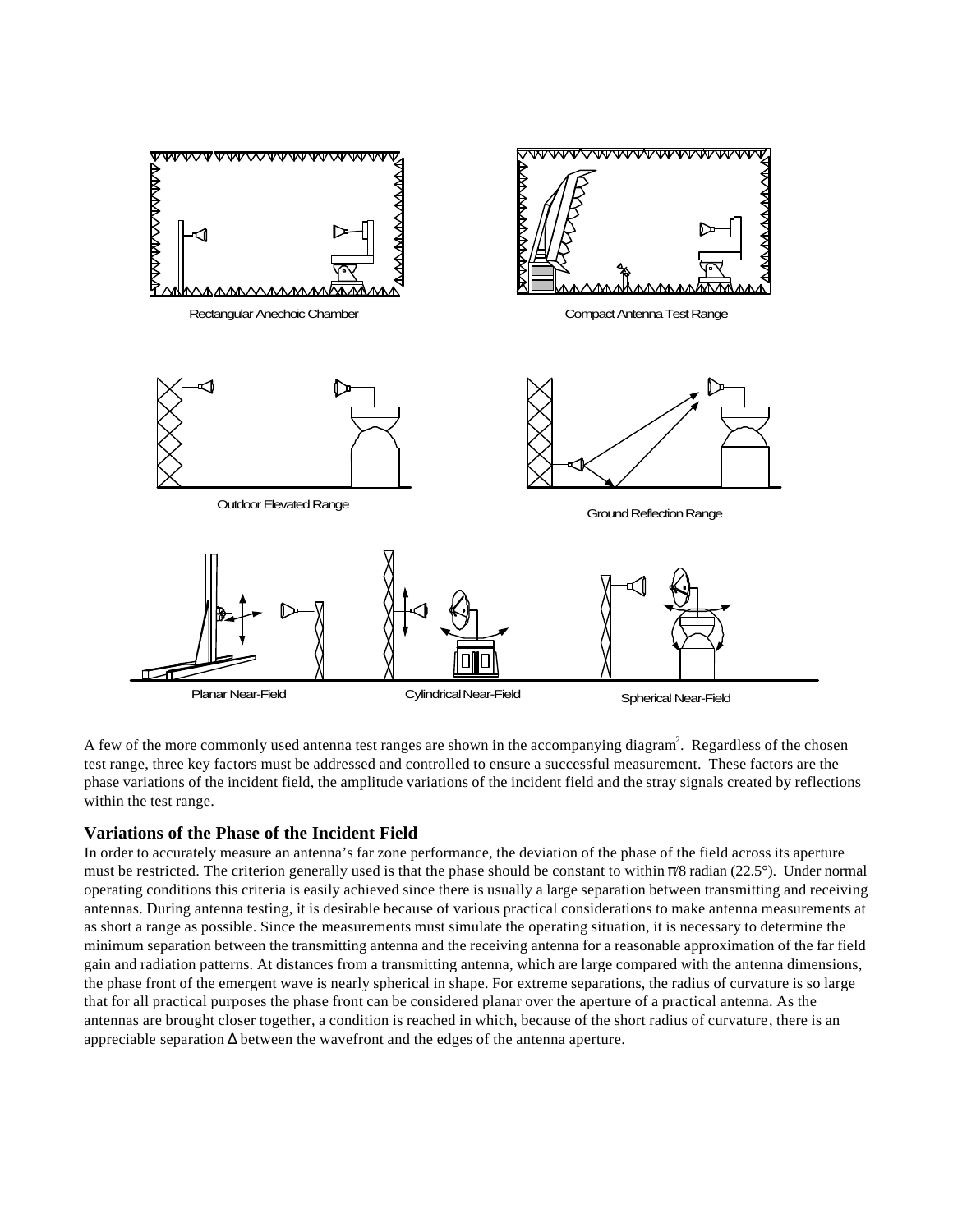Rectangular Anechoic Chamber

Compact Antenna Test Range

Outdoor Elevated Range

Ground Reflection Range

Planar Near-Field

Cylindrical Near-Field

Spherical Near-Field

A few of the more commonly used antenna test ranges are shown in the accompanying diagram[2]. Regardless of the chosen test range, three key factors must be addressed and controlled to ensure a successful measurement. These factors are the phase variations of the incident field, the amplitude variations of the incident field and the stray signals created by reflections within the test range.

### Variations of the Phase of the Incident Field

In order to accurately measure an antenna's far zone performance, the deviation of the phase of the field across its aperture must be restricted. The criterion generally used is that the phase should be constant to within $\pi/8$ radian (22.5°). Under normal operating conditions this criteria is easily achieved since there is usually a large separation between transmitting and receiving antennas. During antenna testing, it is desirable because of various practical considerations to make antenna measurements at as short a range as possible. Since the measurements must simulate the operating situation, it is necessary to determine the minimum separation between the transmitting antenna and the receiving antenna for a reasonable approximation of the far field gain and radiation patterns. At distances from a transmitting antenna, which are large compared with the antenna dimensions, the phase front of the emergent wave is nearly spherical in shape. For extreme separations, the radius of curvature is so large that for all practical purposes the phase front can be considered planar over the aperture of a practical antenna. As the antennas are brought closer together, a condition is reached in which, because of the short radius of curvature, there is an appreciable separation $\Delta$ between the wavefront and the edges of the antenna aperture.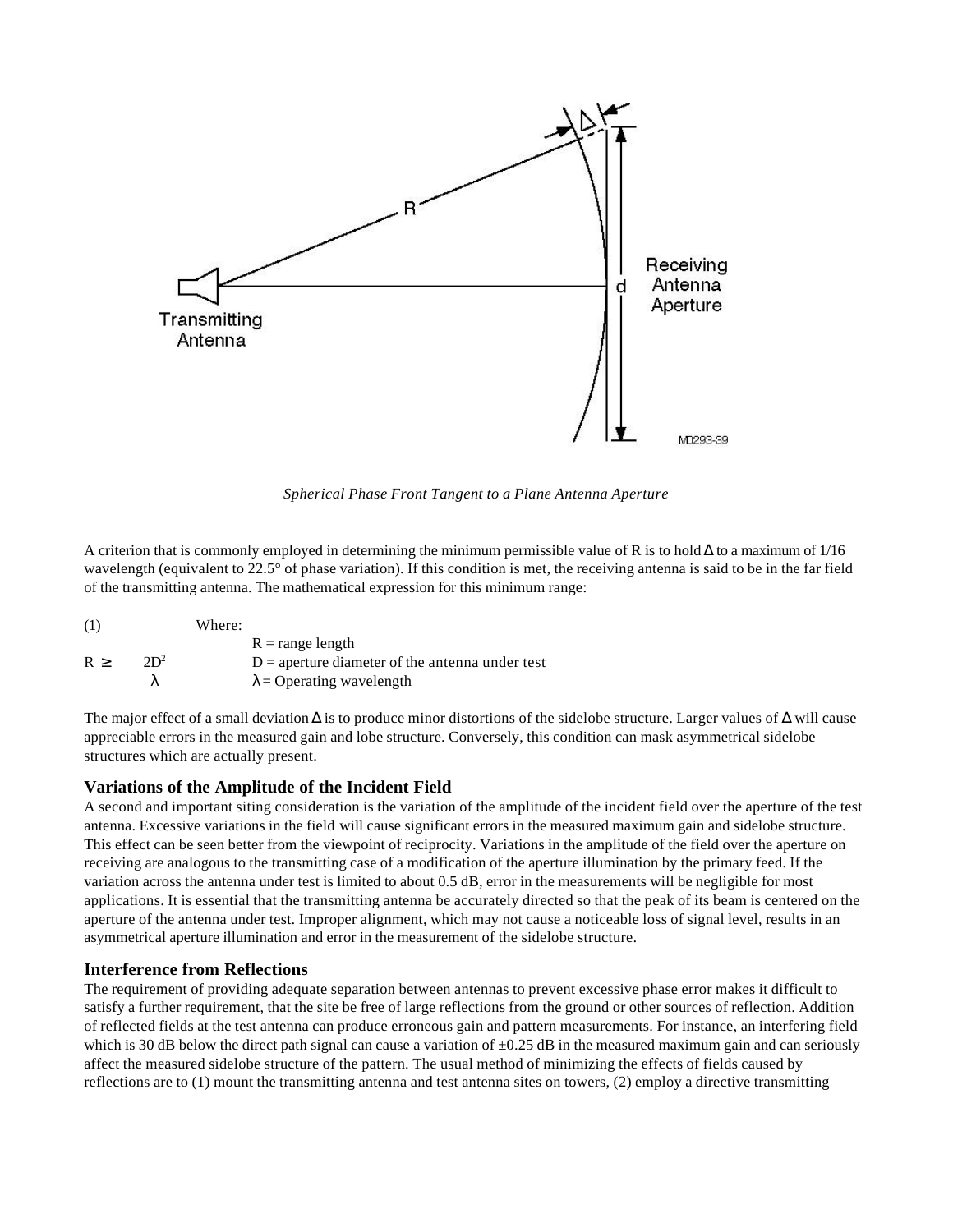*Spherical Phase Front Tangent to a Plane Antenna Aperture*

A criterion that is commonly employed in determining the minimum permissible value of R is to hold $\Delta$ to a maximum of 1/16 wavelength (equivalent to 22.5° of phase variation). If this condition is met, the receiving antenna is said to be in the far field of the transmitting antenna. The mathematical expression for this minimum range:

(1)

$$R \geq \frac{2D^2}{\lambda}$$

Where:

R = range length
D = aperture diameter of the antenna under test
$\lambda$ = Operating wavelength

The major effect of a small deviation $\Delta$ is to produce minor distortions of the sidelobe structure. Larger values of $\Delta$ will cause appreciable errors in the measured gain and lobe structure. Conversely, this condition can mask asymmetrical sidelobe structures which are actually present.

### Variations of the Amplitude of the Incident Field

A second and important siting consideration is the variation of the amplitude of the incident field over the aperture of the test antenna. Excessive variations in the field will cause significant errors in the measured maximum gain and sidelobe structure. This effect can be seen better from the viewpoint of reciprocity. Variations in the amplitude of the field over the aperture on receiving are analogous to the transmitting case of a modification of the aperture illumination by the primary feed. If the variation across the antenna under test is limited to about 0.5 dB, error in the measurements will be negligible for most applications. It is essential that the transmitting antenna be accurately directed so that the peak of its beam is centered on the aperture of the antenna under test. Improper alignment, which may not cause a noticeable loss of signal level, results in an asymmetrical aperture illumination and error in the measurement of the sidelobe structure.

### Interference from Reflections

The requirement of providing adequate separation between antennas to prevent excessive phase error makes it difficult to satisfy a further requirement, that the site be free of large reflections from the ground or other sources of reflection. Addition of reflected fields at the test antenna can produce erroneous gain and pattern measurements. For instance, an interfering field which is 30 dB below the direct path signal can cause a variation of ±0.25 dB in the measured maximum gain and can seriously affect the measured sidelobe structure of the pattern. The usual method of minimizing the effects of fields caused by reflections are to (1) mount the transmitting antenna and test antenna sites on towers, (2) employ a directive transmitting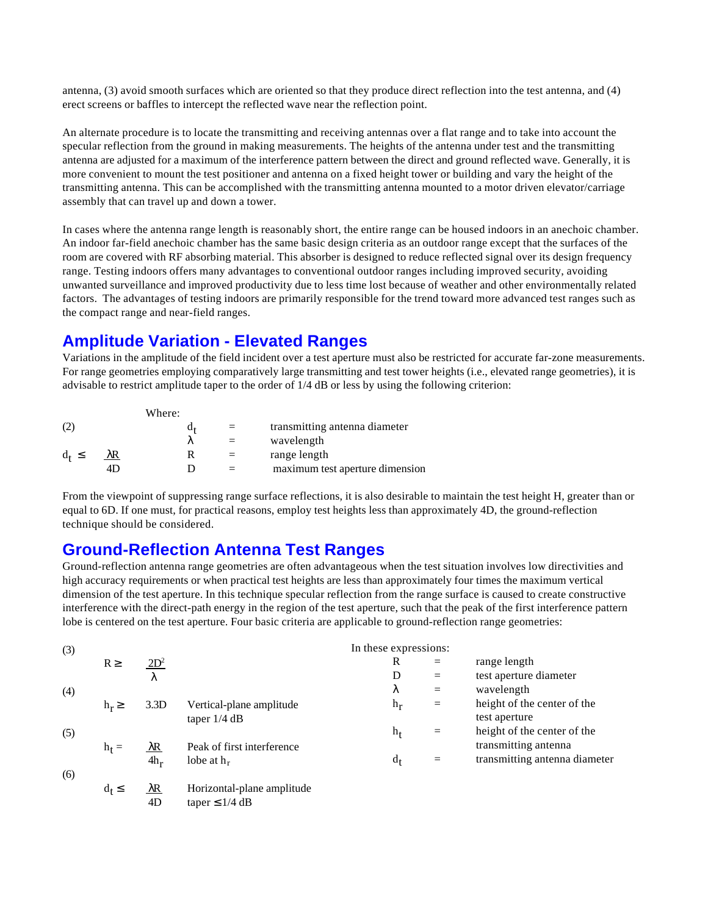antenna, (3) avoid smooth surfaces which are oriented so that they produce direct reflection into the test antenna, and (4) erect screens or baffles to intercept the reflected wave near the reflection point.

An alternate procedure is to locate the transmitting and receiving antennas over a flat range and to take into account the specular reflection from the ground in making measurements. The heights of the antenna under test and the transmitting antenna are adjusted for a maximum of the interference pattern between the direct and ground reflected wave. Generally, it is more convenient to mount the test positioner and antenna on a fixed height tower or building and vary the height of the transmitting antenna. This can be accomplished with the transmitting antenna mounted to a motor driven elevator/carriage assembly that can travel up and down a tower.

In cases where the antenna range length is reasonably short, the entire range can be housed indoors in an anechoic chamber. An indoor far-field anechoic chamber has the same basic design criteria as an outdoor range except that the surfaces of the room are covered with RF absorbing material. This absorber is designed to reduce reflected signal over its design frequency range. Testing indoors offers many advantages to conventional outdoor ranges including improved security, avoiding unwanted surveillance and improved productivity due to less time lost because of weather and other environmentally related factors. The advantages of testing indoors are primarily responsible for the trend toward more advanced test ranges such as the compact range and near-field ranges.

## Amplitude Variation - Elevated Ranges

Variations in the amplitude of the field incident over a test aperture must also be restricted for accurate far-zone measurements. For range geometries employing comparatively large transmitting and test tower heights (i.e., elevated range geometries), it is advisable to restrict amplitude taper to the order of 1/4 dB or less by using the following criterion:

(2)

$$d_t \leq \frac{\lambda R}{4D}$$

Where:

- $d_t$ = transmitting antenna diameter
- $\lambda$ = wavelength
- $R$ = range length
- $D$ = maximum test aperture dimension

From the viewpoint of suppressing range surface reflections, it is also desirable to maintain the test height H, greater than or equal to 6D. If one must, for practical reasons, employ test heights less than approximately 4D, the ground-reflection technique should be considered.

## Ground-Reflection Antenna Test Ranges

Ground-reflection antenna range geometries are often advantageous when the test situation involves low directivities and high accuracy requirements or when practical test heights are less than approximately four times the maximum vertical dimension of the test aperture. In this technique specular reflection from the range surface is caused to create constructive interference with the direct-path energy in the region of the test aperture, such that the peak of the first interference pattern lobe is centered on the test aperture. Four basic criteria are applicable to ground-reflection range geometries:

(3)

$$R \geq \frac{2D^2}{\lambda}$$

(4)

$$h_r \geq 3.3D \quad \text{Vertical-plane amplitude taper 1/4 dB}$$

(5)

$$h_t = \frac{\lambda R}{4h_r} \quad \text{Peak of first interference lobe at } h_r$$

(6)

$$d_t \leq \frac{\lambda R}{4D} \quad \text{Horizontal-plane amplitude taper} \leq 1/4 \text{ dB}$$

In these expressions:

- $R$ = range length
- $D$ = test aperture diameter
- $\lambda$ = wavelength
- $h_r$ = height of the center of the test aperture
- $h_t$ = height of the center of the transmitting antenna
- $d_t$ = transmitting antenna diameter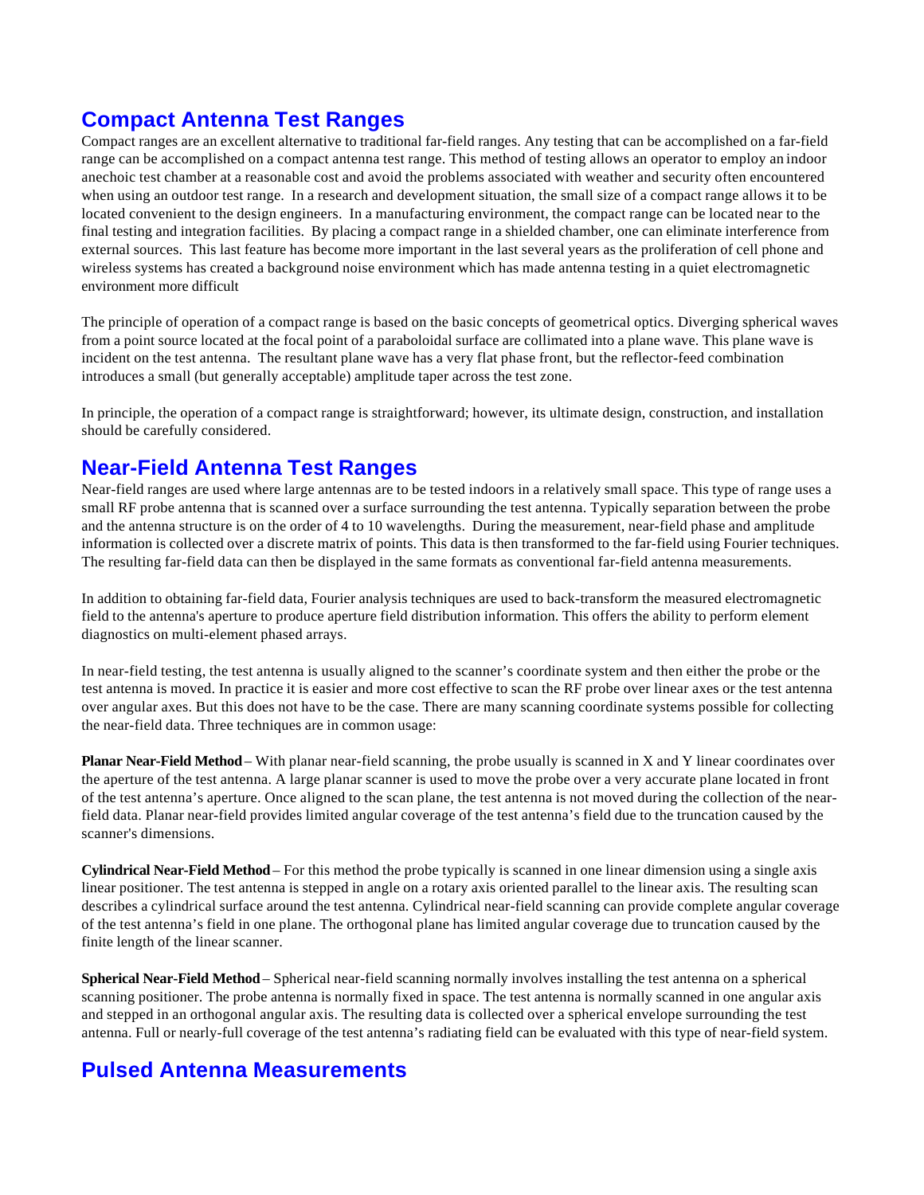## Compact Antenna Test Ranges

Compact ranges are an excellent alternative to traditional far-field ranges. Any testing that can be accomplished on a far-field range can be accomplished on a compact antenna test range. This method of testing allows an operator to employ an indoor anechoic test chamber at a reasonable cost and avoid the problems associated with weather and security often encountered when using an outdoor test range. In a research and development situation, the small size of a compact range allows it to be located convenient to the design engineers. In a manufacturing environment, the compact range can be located near to the final testing and integration facilities. By placing a compact range in a shielded chamber, one can eliminate interference from external sources. This last feature has become more important in the last several years as the proliferation of cell phone and wireless systems has created a background noise environment which has made antenna testing in a quiet electromagnetic environment more difficult

The principle of operation of a compact range is based on the basic concepts of geometrical optics. Diverging spherical waves from a point source located at the focal point of a paraboloidal surface are collimated into a plane wave. This plane wave is incident on the test antenna. The resultant plane wave has a very flat phase front, but the reflector-feed combination introduces a small (but generally acceptable) amplitude taper across the test zone.

In principle, the operation of a compact range is straightforward; however, its ultimate design, construction, and installation should be carefully considered.

## Near-Field Antenna Test Ranges

Near-field ranges are used where large antennas are to be tested indoors in a relatively small space. This type of range uses a small RF probe antenna that is scanned over a surface surrounding the test antenna. Typically separation between the probe and the antenna structure is on the order of 4 to 10 wavelengths. During the measurement, near-field phase and amplitude information is collected over a discrete matrix of points. This data is then transformed to the far-field using Fourier techniques. The resulting far-field data can then be displayed in the same formats as conventional far-field antenna measurements.

In addition to obtaining far-field data, Fourier analysis techniques are used to back-transform the measured electromagnetic field to the antenna's aperture to produce aperture field distribution information. This offers the ability to perform element diagnostics on multi-element phased arrays.

In near-field testing, the test antenna is usually aligned to the scanner's coordinate system and then either the probe or the test antenna is moved. In practice it is easier and more cost effective to scan the RF probe over linear axes or the test antenna over angular axes. But this does not have to be the case. There are many scanning coordinate systems possible for collecting the near-field data. Three techniques are in common usage:

**Planar Near-Field Method** – With planar near-field scanning, the probe usually is scanned in X and Y linear coordinates over the aperture of the test antenna. A large planar scanner is used to move the probe over a very accurate plane located in front of the test antenna's aperture. Once aligned to the scan plane, the test antenna is not moved during the collection of the near-field data. Planar near-field provides limited angular coverage of the test antenna's field due to the truncation caused by the scanner's dimensions.

**Cylindrical Near-Field Method** – For this method the probe typically is scanned in one linear dimension using a single axis linear positioner. The test antenna is stepped in angle on a rotary axis oriented parallel to the linear axis. The resulting scan describes a cylindrical surface around the test antenna. Cylindrical near-field scanning can provide complete angular coverage of the test antenna's field in one plane. The orthogonal plane has limited angular coverage due to truncation caused by the finite length of the linear scanner.

**Spherical Near-Field Method** – Spherical near-field scanning normally involves installing the test antenna on a spherical scanning positioner. The probe antenna is normally fixed in space. The test antenna is normally scanned in one angular axis and stepped in an orthogonal angular axis. The resulting data is collected over a spherical envelope surrounding the test antenna. Full or nearly-full coverage of the test antenna's radiating field can be evaluated with this type of near-field system.

## Pulsed Antenna Measurements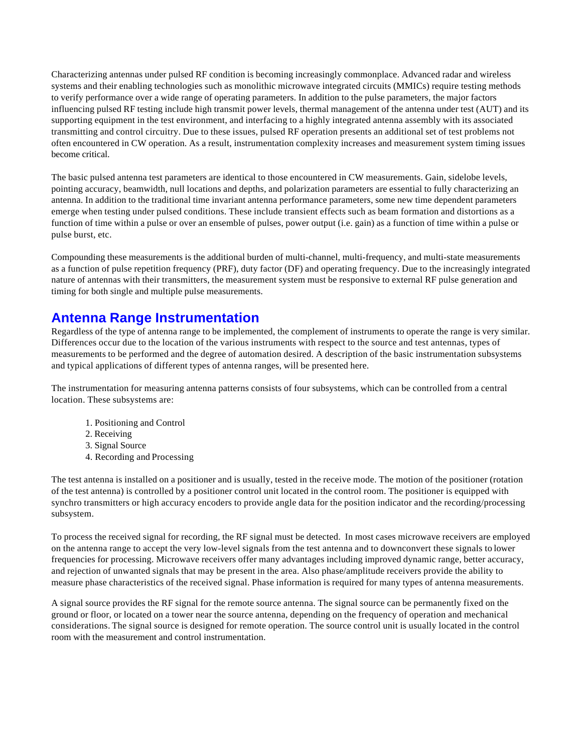Characterizing antennas under pulsed RF condition is becoming increasingly commonplace. Advanced radar and wireless systems and their enabling technologies such as monolithic microwave integrated circuits (MMICs) require testing methods to verify performance over a wide range of operating parameters. In addition to the pulse parameters, the major factors influencing pulsed RF testing include high transmit power levels, thermal management of the antenna under test (AUT) and its supporting equipment in the test environment, and interfacing to a highly integrated antenna assembly with its associated transmitting and control circuitry. Due to these issues, pulsed RF operation presents an additional set of test problems not often encountered in CW operation. As a result, instrumentation complexity increases and measurement system timing issues become critical.

The basic pulsed antenna test parameters are identical to those encountered in CW measurements. Gain, sidelobe levels, pointing accuracy, beamwidth, null locations and depths, and polarization parameters are essential to fully characterizing an antenna. In addition to the traditional time invariant antenna performance parameters, some new time dependent parameters emerge when testing under pulsed conditions. These include transient effects such as beam formation and distortions as a function of time within a pulse or over an ensemble of pulses, power output (i.e. gain) as a function of time within a pulse or pulse burst, etc.

Compounding these measurements is the additional burden of multi-channel, multi-frequency, and multi-state measurements as a function of pulse repetition frequency (PRF), duty factor (DF) and operating frequency. Due to the increasingly integrated nature of antennas with their transmitters, the measurement system must be responsive to external RF pulse generation and timing for both single and multiple pulse measurements.

## Antenna Range Instrumentation

Regardless of the type of antenna range to be implemented, the complement of instruments to operate the range is very similar. Differences occur due to the location of the various instruments with respect to the source and test antennas, types of measurements to be performed and the degree of automation desired. A description of the basic instrumentation subsystems and typical applications of different types of antenna ranges, will be presented here.

The instrumentation for measuring antenna patterns consists of four subsystems, which can be controlled from a central location. These subsystems are:

1. Positioning and Control
2. Receiving
3. Signal Source
4. Recording and Processing

The test antenna is installed on a positioner and is usually, tested in the receive mode. The motion of the positioner (rotation of the test antenna) is controlled by a positioner control unit located in the control room. The positioner is equipped with synchro transmitters or high accuracy encoders to provide angle data for the position indicator and the recording/processing subsystem.

To process the received signal for recording, the RF signal must be detected. In most cases microwave receivers are employed on the antenna range to accept the very low-level signals from the test antenna and to downconvert these signals to lower frequencies for processing. Microwave receivers offer many advantages including improved dynamic range, better accuracy, and rejection of unwanted signals that may be present in the area. Also phase/amplitude receivers provide the ability to measure phase characteristics of the received signal. Phase information is required for many types of antenna measurements.

A signal source provides the RF signal for the remote source antenna. The signal source can be permanently fixed on the ground or floor, or located on a tower near the source antenna, depending on the frequency of operation and mechanical considerations. The signal source is designed for remote operation. The source control unit is usually located in the control room with the measurement and control instrumentation.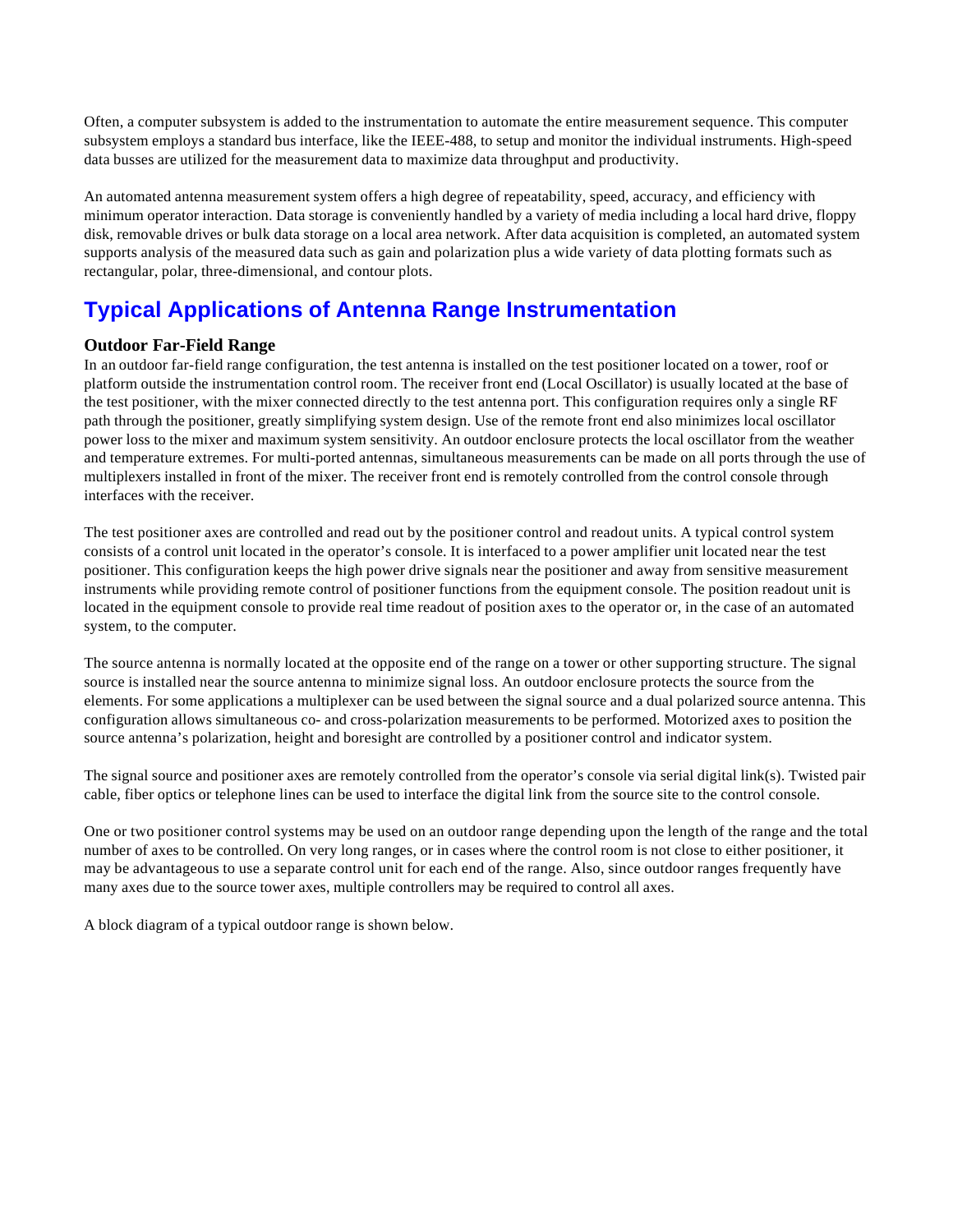Often, a computer subsystem is added to the instrumentation to automate the entire measurement sequence. This computer subsystem employs a standard bus interface, like the IEEE-488, to setup and monitor the individual instruments. High-speed data busses are utilized for the measurement data to maximize data throughput and productivity.

An automated antenna measurement system offers a high degree of repeatability, speed, accuracy, and efficiency with minimum operator interaction. Data storage is conveniently handled by a variety of media including a local hard drive, floppy disk, removable drives or bulk data storage on a local area network. After data acquisition is completed, an automated system supports analysis of the measured data such as gain and polarization plus a wide variety of data plotting formats such as rectangular, polar, three-dimensional, and contour plots.

## Typical Applications of Antenna Range Instrumentation

### Outdoor Far-Field Range

In an outdoor far-field range configuration, the test antenna is installed on the test positioner located on a tower, roof or platform outside the instrumentation control room. The receiver front end (Local Oscillator) is usually located at the base of the test positioner, with the mixer connected directly to the test antenna port. This configuration requires only a single RF path through the positioner, greatly simplifying system design. Use of the remote front end also minimizes local oscillator power loss to the mixer and maximum system sensitivity. An outdoor enclosure protects the local oscillator from the weather and temperature extremes. For multi-ported antennas, simultaneous measurements can be made on all ports through the use of multiplexers installed in front of the mixer. The receiver front end is remotely controlled from the control console through interfaces with the receiver.

The test positioner axes are controlled and read out by the positioner control and readout units. A typical control system consists of a control unit located in the operator's console. It is interfaced to a power amplifier unit located near the test positioner. This configuration keeps the high power drive signals near the positioner and away from sensitive measurement instruments while providing remote control of positioner functions from the equipment console. The position readout unit is located in the equipment console to provide real time readout of position axes to the operator or, in the case of an automated system, to the computer.

The source antenna is normally located at the opposite end of the range on a tower or other supporting structure. The signal source is installed near the source antenna to minimize signal loss. An outdoor enclosure protects the source from the elements. For some applications a multiplexer can be used between the signal source and a dual polarized source antenna. This configuration allows simultaneous co- and cross-polarization measurements to be performed. Motorized axes to position the source antenna's polarization, height and boresight are controlled by a positioner control and indicator system.

The signal source and positioner axes are remotely controlled from the operator's console via serial digital link(s). Twisted pair cable, fiber optics or telephone lines can be used to interface the digital link from the source site to the control console.

One or two positioner control systems may be used on an outdoor range depending upon the length of the range and the total number of axes to be controlled. On very long ranges, or in cases where the control room is not close to either positioner, it may be advantageous to use a separate control unit for each end of the range. Also, since outdoor ranges frequently have many axes due to the source tower axes, multiple controllers may be required to control all axes.

A block diagram of a typical outdoor range is shown below.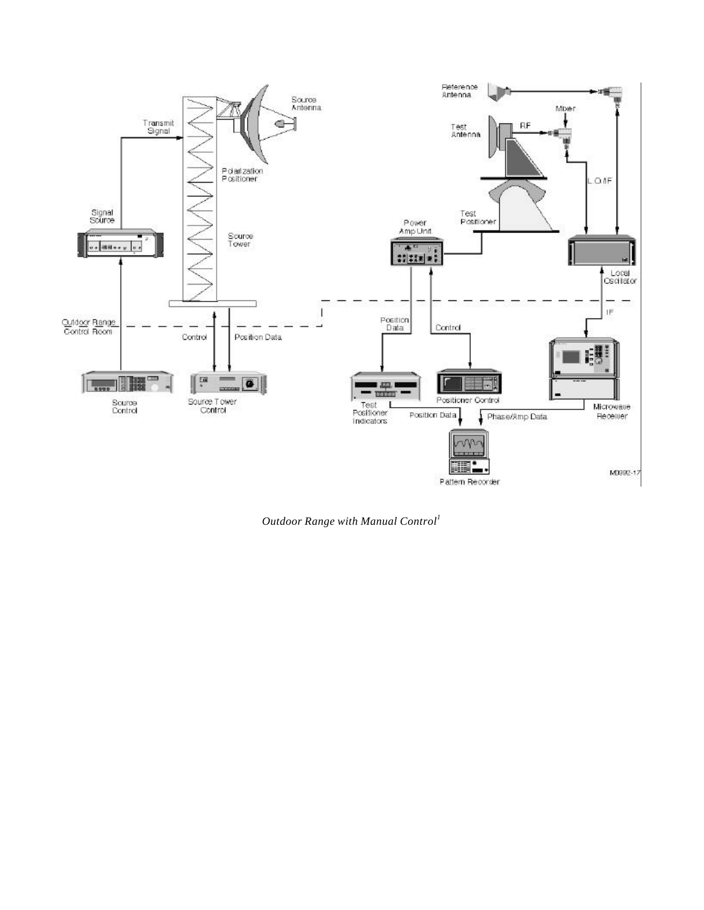*Outdoor Range with Manual Control*[1]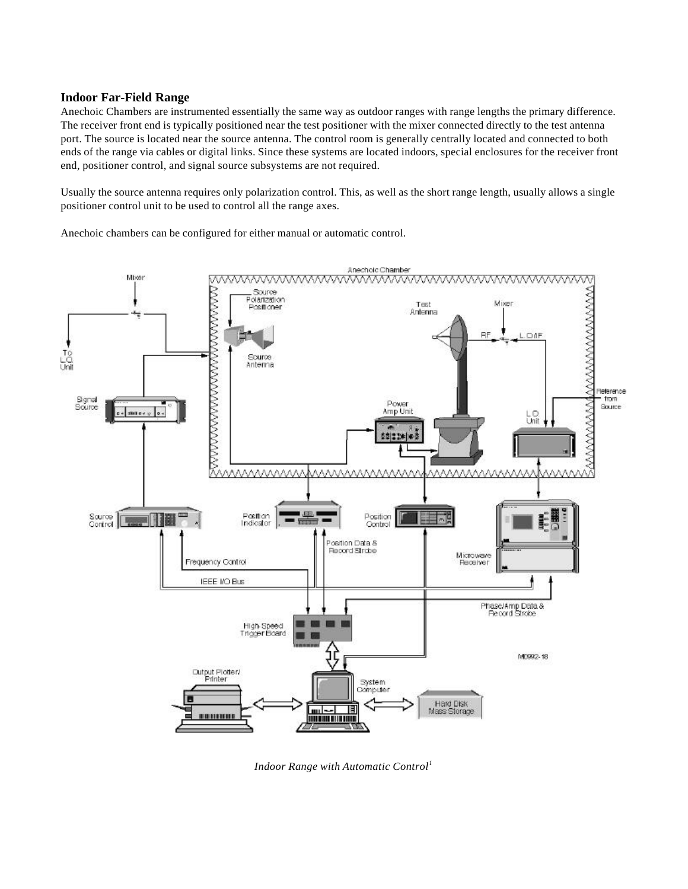### Indoor Far-Field Range

Anechoic Chambers are instrumented essentially the same way as outdoor ranges with range lengths the primary difference. The receiver front end is typically positioned near the test positioner with the mixer connected directly to the test antenna port. The source is located near the source antenna. The control room is generally centrally located and connected to both ends of the range via cables or digital links. Since these systems are located indoors, special enclosures for the receiver front end, positioner control, and signal source subsystems are not required.

Usually the source antenna requires only polarization control. This, as well as the short range length, usually allows a single positioner control unit to be used to control all the range axes.

Anechoic chambers can be configured for either manual or automatic control.

*Indoor Range with Automatic Control*[1]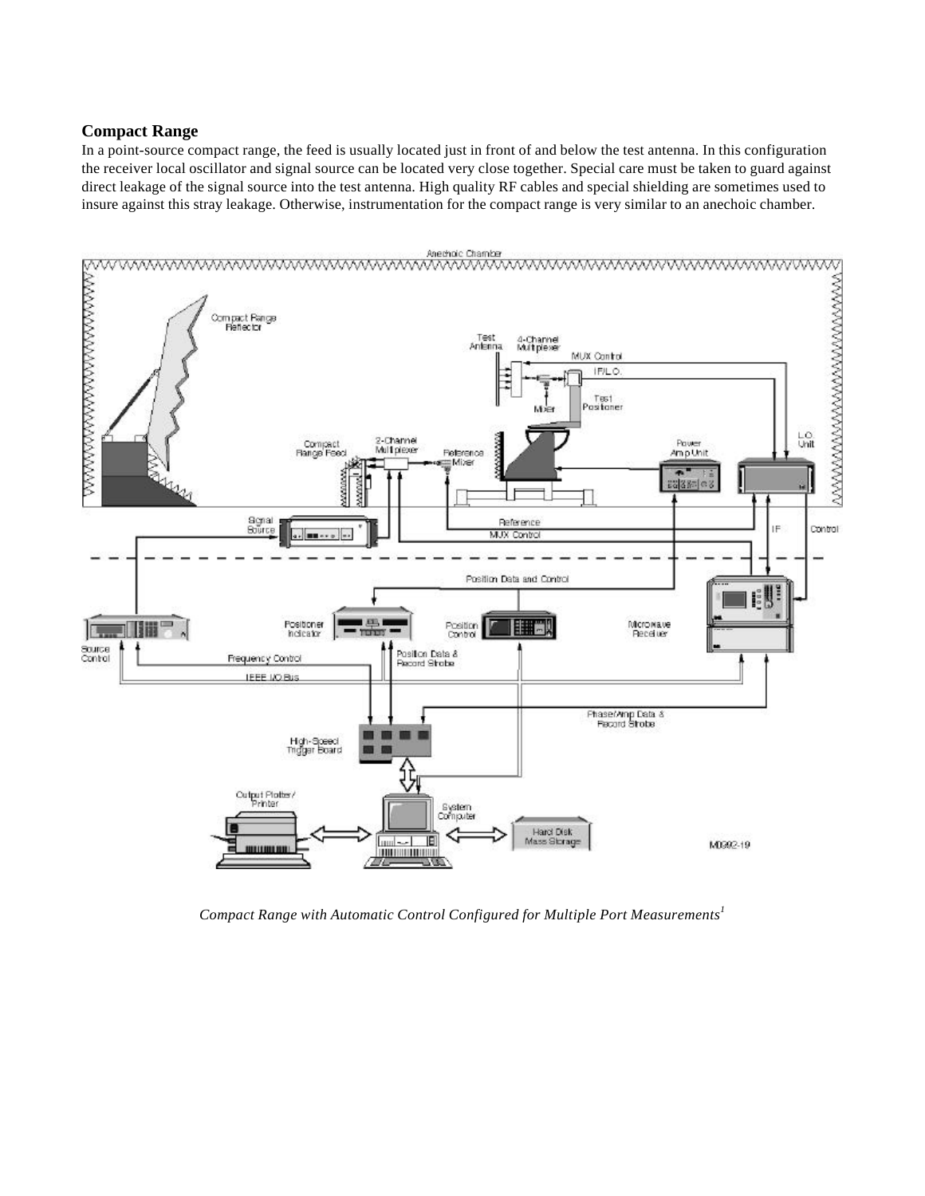## Compact Range

In a point-source compact range, the feed is usually located just in front of and below the test antenna. In this configuration the receiver local oscillator and signal source can be located very close together. Special care must be taken to guard against direct leakage of the signal source into the test antenna. High quality RF cables and special shielding are sometimes used to insure against this stray leakage. Otherwise, instrumentation for the compact range is very similar to an anechoic chamber.

*Compact Range with Automatic Control Configured for Multiple Port Measurements*[1]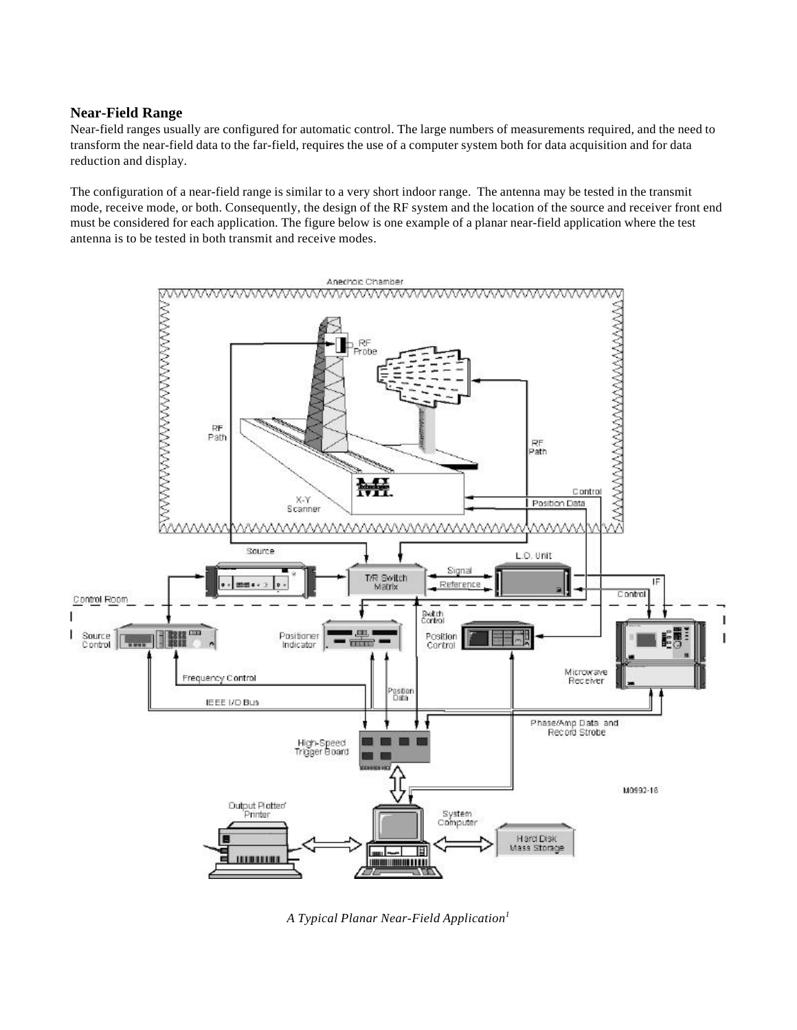## Near-Field Range

Near-field ranges usually are configured for automatic control. The large numbers of measurements required, and the need to transform the near-field data to the far-field, requires the use of a computer system both for data acquisition and for data reduction and display.

The configuration of a near-field range is similar to a very short indoor range. The antenna may be tested in the transmit mode, receive mode, or both. Consequently, the design of the RF system and the location of the source and receiver front end must be considered for each application. The figure below is one example of a planar near-field application where the test antenna is to be tested in both transmit and receive modes.

*A Typical Planar Near-Field Application*[1]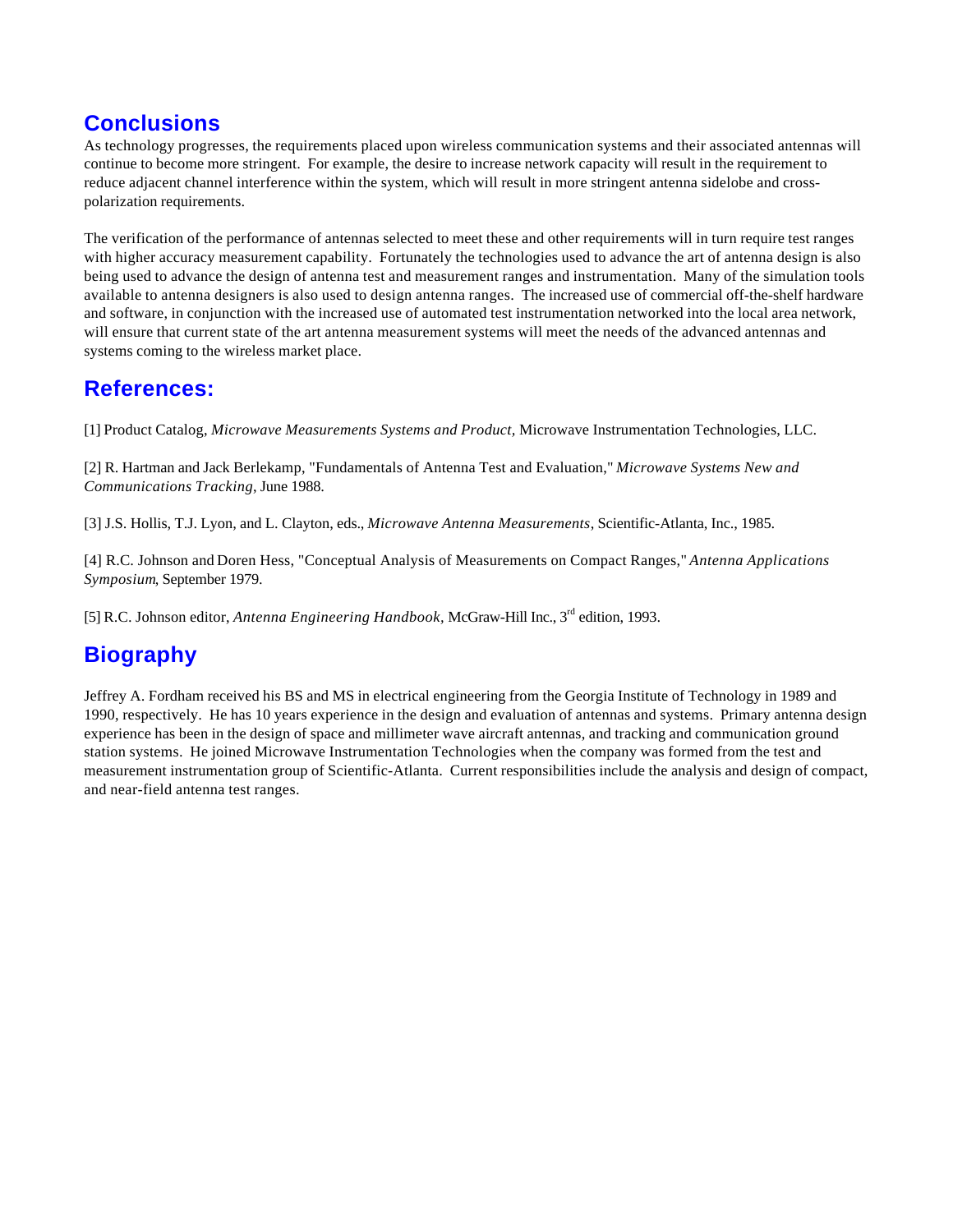## Conclusions

As technology progresses, the requirements placed upon wireless communication systems and their associated antennas will continue to become more stringent. For example, the desire to increase network capacity will result in the requirement to reduce adjacent channel interference within the system, which will result in more stringent antenna sidelobe and cross-polarization requirements.

The verification of the performance of antennas selected to meet these and other requirements will in turn require test ranges with higher accuracy measurement capability. Fortunately the technologies used to advance the art of antenna design is also being used to advance the design of antenna test and measurement ranges and instrumentation. Many of the simulation tools available to antenna designers is also used to design antenna ranges. The increased use of commercial off-the-shelf hardware and software, in conjunction with the increased use of automated test instrumentation networked into the local area network, will ensure that current state of the art antenna measurement systems will meet the needs of the advanced antennas and systems coming to the wireless market place.

## References:

[1] Product Catalog, *Microwave Measurements Systems and Product*, Microwave Instrumentation Technologies, LLC.

[2] R. Hartman and Jack Berlekamp, "Fundamentals of Antenna Test and Evaluation," *Microwave Systems New and Communications Tracking*, June 1988.

[3] J.S. Hollis, T.J. Lyon, and L. Clayton, eds., *Microwave Antenna Measurements*, Scientific-Atlanta, Inc., 1985.

[4] R.C. Johnson and Doren Hess, "Conceptual Analysis of Measurements on Compact Ranges," *Antenna Applications Symposium*, September 1979.

[5] R.C. Johnson editor, *Antenna Engineering Handbook*, McGraw-Hill Inc., 3rd edition, 1993.

## Biography

Jeffrey A. Fordham received his BS and MS in electrical engineering from the Georgia Institute of Technology in 1989 and 1990, respectively. He has 10 years experience in the design and evaluation of antennas and systems. Primary antenna design experience has been in the design of space and millimeter wave aircraft antennas, and tracking and communication ground station systems. He joined Microwave Instrumentation Technologies when the company was formed from the test and measurement instrumentation group of Scientific-Atlanta. Current responsibilities include the analysis and design of compact, and near-field antenna test ranges.